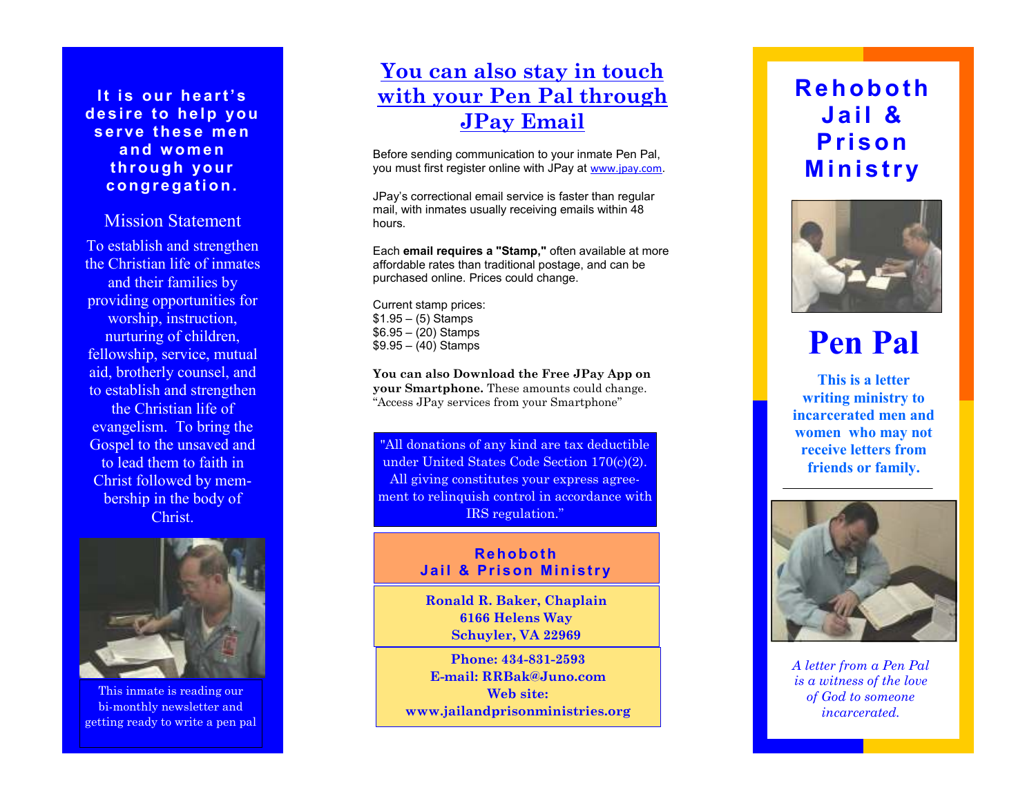**It is our heart's desire to help you serve these men and women through your congregation.**

## Mission Statement

To establish and strengthen the Christian life of inmates and their families by providing opportunities for worship, instruction, nurturing of children, fellowship, service, mutual aid, brotherly counsel, and to establish and strengthen the Christian life of evangelism. To bring the Gospel to the unsaved and to lead them to faith in Christ followed by membership in the body of Christ.

This inmate is reading our bi-monthly newsletter and getting ready to write a pen pal

## You can also stay in touch with your Pen Pal through JPay Email

Before sending communication to your inmate Pen Pal, you must first register online with JPay at www.jpay.com.

JPay's correctional email service is faster than regular mail, with inmates usually receiving emails within 48 hours.

Each **email requires a "Stamp,"** often available at more affordable rates than traditional postage, and can be purchased online. Prices could change.

Current stamp prices:
$1.95 – (5) Stamps
$6.95 – (20) Stamps
$9.95 – (40) Stamps

**You can also Download the Free JPay App on your Smartphone.** These amounts could change. "Access JPay services from your Smartphone"

"All donations of any kind are tax deductible under United States Code Section 170(c)(2). All giving constitutes your express agreement to relinquish control in accordance with IRS regulation."

**Rehoboth Jail & Prison Ministry**

**Ronald R. Baker, Chaplain**
**6166 Helens Way**
**Schuyler, VA 22969**

**Phone: 434-831-2593**
**E-mail: RRBak@Juno.com**
**Web site:**
**www.jailandprisonministries.org**

# Rehoboth Jail & Prison Ministry

# Pen Pal

**This is a letter writing ministry to incarcerated men and women who may not receive letters from friends or family.**

---

*A letter from a Pen Pal is a witness of the love of God to someone incarcerated.*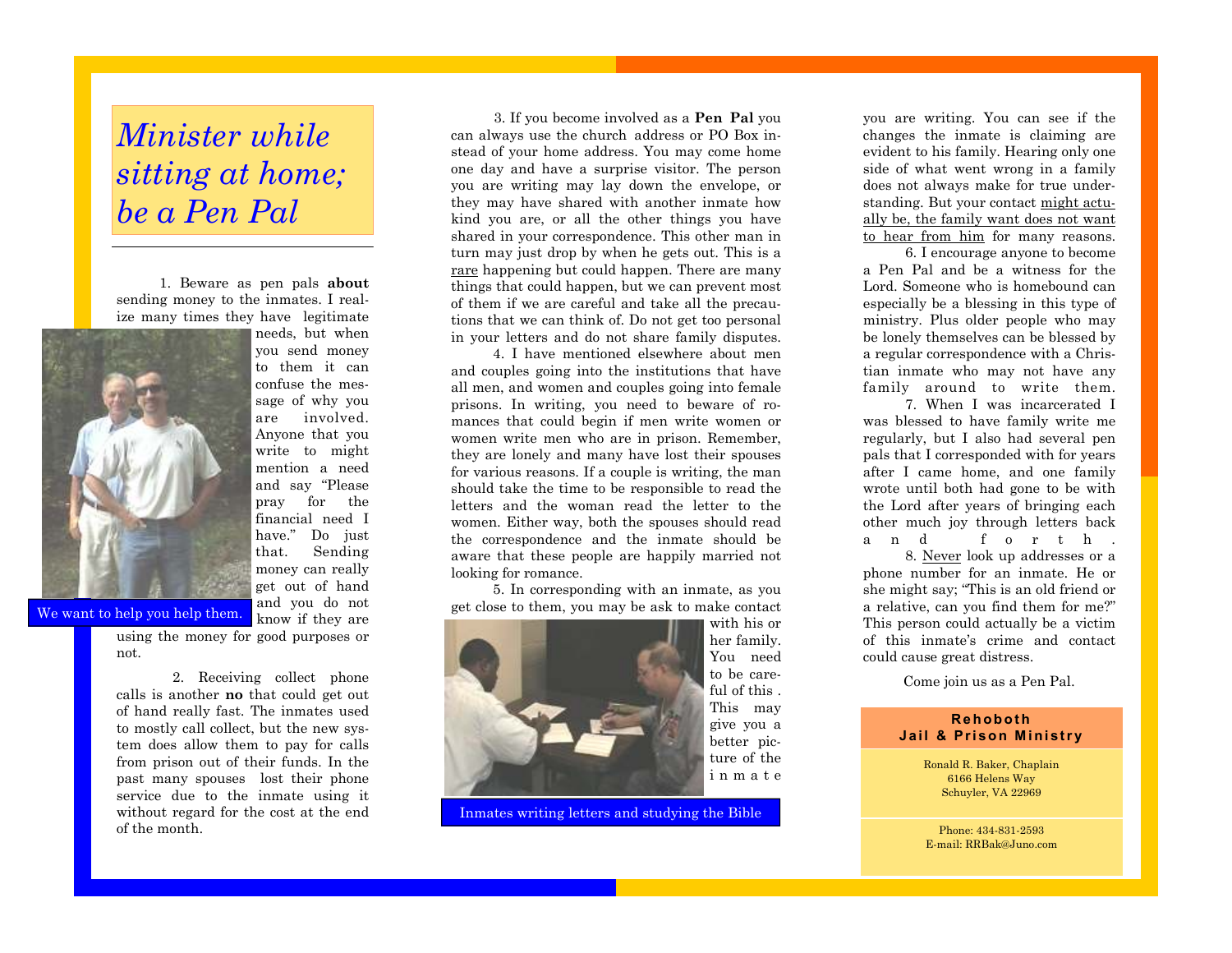# *Minister while sitting at home; be a Pen Pal*

1. Beware as pen pals **about** sending money to the inmates. I realize many times they have legitimate needs, but when you send money to them it can confuse the message of why you are involved. Anyone that you write to might mention a need and say "Please pray for the financial need I have." Do just that. Sending money can really get out of hand and you do not know if they are using the money for good purposes or not.

We want to help you help them.

2. Receiving collect phone calls is another **no** that could get out of hand really fast. The inmates used to mostly call collect, but the new system does allow them to pay for calls from prison out of their funds. In the past many spouses lost their phone service due to the inmate using it without regard for the cost at the end of the month.

3. If you become involved as a **Pen Pal** you can always use the church address or PO Box instead of your home address. You may come home one day and have a surprise visitor. The person you are writing may lay down the envelope, or they may have shared with another inmate how kind you are, or all the other things you have shared in your correspondence. This other man in turn may just drop by when he gets out. This is a rare happening but could happen. There are many things that could happen, but we can prevent most of them if we are careful and take all the precautions that we can think of. Do not get too personal in your letters and do not share family disputes.

4. I have mentioned elsewhere about men and couples going into the institutions that have all men, and women and couples going into female prisons. In writing, you need to beware of romances that could begin if men write women or women write men who are in prison. Remember, they are lonely and many have lost their spouses for various reasons. If a couple is writing, the man should take the time to be responsible to read the letters and the woman read the letter to the women. Either way, both the spouses should read the correspondence and the inmate should be aware that these people are happily married not looking for romance.

5. In corresponding with an inmate, as you get close to them, you may be ask to make contact with his or her family. You need to be careful of this . This may give you a better picture of the inmate you are writing. You can see if the changes the inmate is claiming are evident to his family. Hearing only one side of what went wrong in a family does not always make for true understanding. But your contact might actually be, the family want does not want to hear from him for many reasons.

Inmates writing letters and studying the Bible

6. I encourage anyone to become a Pen Pal and be a witness for the Lord. Someone who is homebound can especially be a blessing in this type of ministry. Plus older people who may be lonely themselves can be blessed by a regular correspondence with a Christian inmate who may not have any family around to write them.

7. When I was incarcerated I was blessed to have family write me regularly, but I also had several pen pals that I corresponded with for years after I came home, and one family wrote until both had gone to be with the Lord after years of bringing each other much joy through letters back and forth.

8. Never look up addresses or a phone number for an inmate. He or she might say; "This is an old friend or a relative, can you find them for me?" This person could actually be a victim of this inmate's crime and contact could cause great distress.

Come join us as a Pen Pal.

**Rehoboth Jail & Prison Ministry**

Ronald R. Baker, Chaplain
6166 Helens Way
Schuyler, VA 22969

Phone: 434-831-2593
E-mail: RRBak@Juno.com